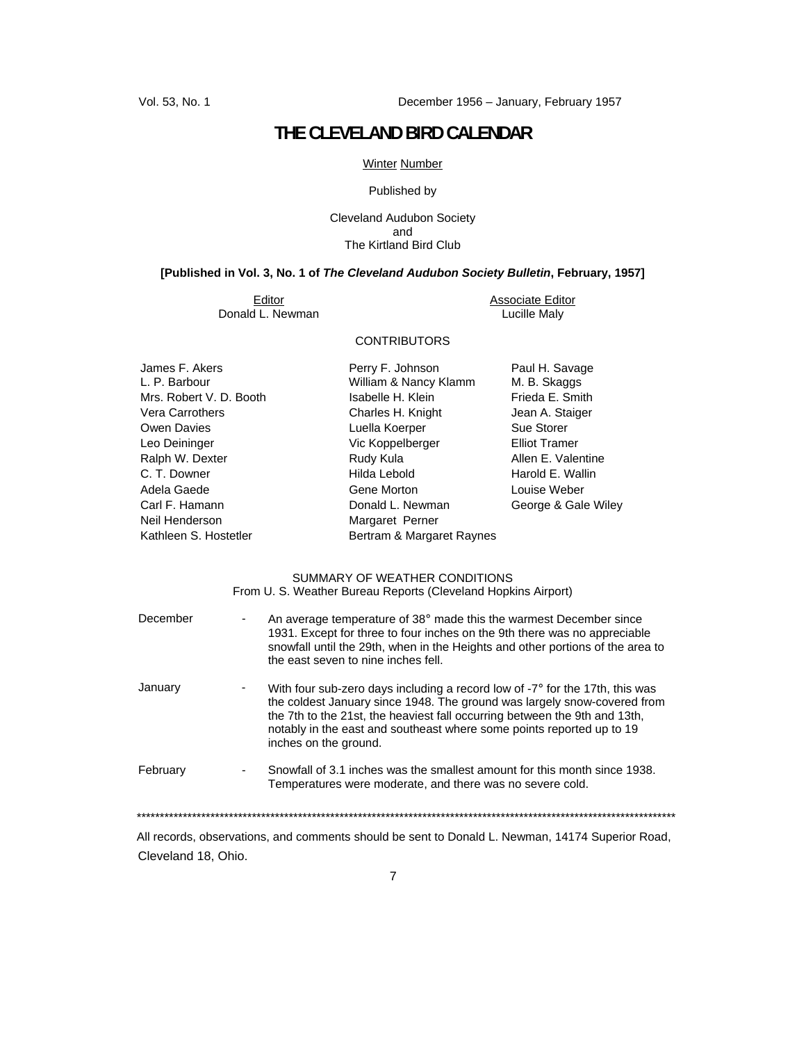Vol. 53, No. 1 December 1956 – January, February 1957

# THE CLEVELAND BIRD CALENDAR

Winter Number

Published by

Cleveland Audubon Society
and
The Kirtland Bird Club

**[Published in Vol. 3, No. 1 of *The Cleveland Audubon Society Bulletin*, February, 1957]**

Editor
Donald L. Newman

Associate Editor
Lucille Maly

CONTRIBUTORS

James F. Akers
L. P. Barbour
Mrs. Robert V. D. Booth
Vera Carrothers
Owen Davies
Leo Deininger
Ralph W. Dexter
C. T. Downer
Adela Gaede
Carl F. Hamann
Neil Henderson
Kathleen S. Hostetler
Perry F. Johnson
William & Nancy Klamm
Isabelle H. Klein
Charles H. Knight
Luella Koerper
Vic Koppelberger
Rudy Kula
Hilda Lebold
Gene Morton
Donald L. Newman
Margaret Perner
Bertram & Margaret Raynes
Paul H. Savage
M. B. Skaggs
Frieda E. Smith
Jean A. Staiger
Sue Storer
Elliot Tramer
Allen E. Valentine
Harold E. Wallin
Louise Weber
George & Gale Wiley

SUMMARY OF WEATHER CONDITIONS
From U. S. Weather Bureau Reports (Cleveland Hopkins Airport)

December - An average temperature of 38° made this the warmest December since 1931. Except for three to four inches on the 9th there was no appreciable snowfall until the 29th, when in the Heights and other portions of the area to the east seven to nine inches fell.

January - With four sub-zero days including a record low of -7° for the 17th, this was the coldest January since 1948. The ground was largely snow-covered from the 7th to the 21st, the heaviest fall occurring between the 9th and 13th, notably in the east and southeast where some points reported up to 19 inches on the ground.

February - Snowfall of 3.1 inches was the smallest amount for this month since 1938. Temperatures were moderate, and there was no severe cold.

******************************************************************************************************************

All records, observations, and comments should be sent to Donald L. Newman, 14174 Superior Road, Cleveland 18, Ohio.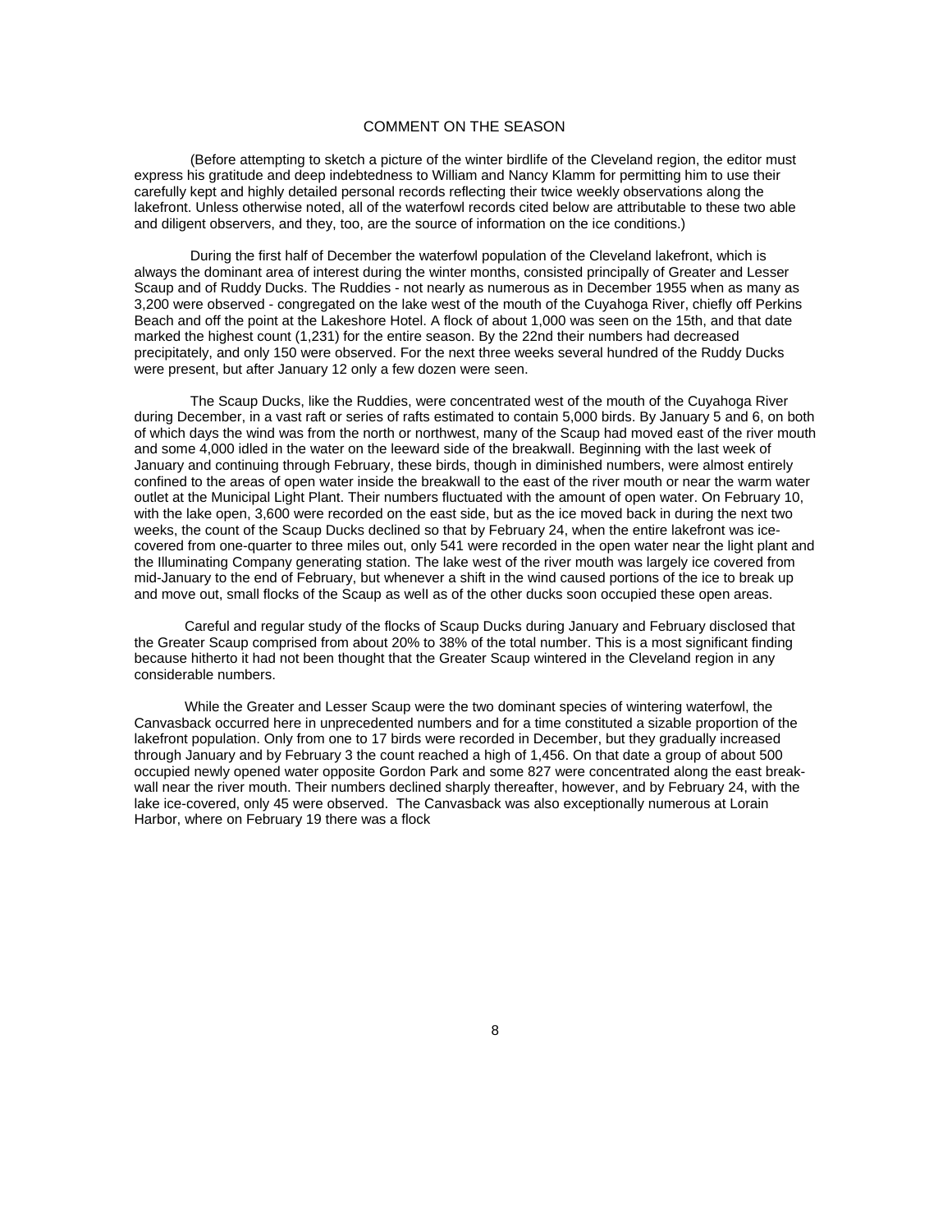## COMMENT ON THE SEASON

(Before attempting to sketch a picture of the winter birdlife of the Cleveland region, the editor must express his gratitude and deep indebtedness to William and Nancy Klamm for permitting him to use their carefully kept and highly detailed personal records reflecting their twice weekly observations along the lakefront. Unless otherwise noted, all of the waterfowl records cited below are attributable to these two able and diligent observers, and they, too, are the source of information on the ice conditions.)

During the first half of December the waterfowl population of the Cleveland lakefront, which is always the dominant area of interest during the winter months, consisted principally of Greater and Lesser Scaup and of Ruddy Ducks. The Ruddies - not nearly as numerous as in December 1955 when as many as 3,200 were observed - congregated on the lake west of the mouth of the Cuyahoga River, chiefly off Perkins Beach and off the point at the Lakeshore Hotel. A flock of about 1,000 was seen on the 15th, and that date marked the highest count (1,231) for the entire season. By the 22nd their numbers had decreased precipitately, and only 150 were observed. For the next three weeks several hundred of the Ruddy Ducks were present, but after January 12 only a few dozen were seen.

The Scaup Ducks, like the Ruddies, were concentrated west of the mouth of the Cuyahoga River during December, in a vast raft or series of rafts estimated to contain 5,000 birds. By January 5 and 6, on both of which days the wind was from the north or northwest, many of the Scaup had moved east of the river mouth and some 4,000 idled in the water on the leeward side of the breakwall. Beginning with the last week of January and continuing through February, these birds, though in diminished numbers, were almost entirely confined to the areas of open water inside the breakwall to the east of the river mouth or near the warm water outlet at the Municipal Light Plant. Their numbers fluctuated with the amount of open water. On February 10, with the lake open, 3,600 were recorded on the east side, but as the ice moved back in during the next two weeks, the count of the Scaup Ducks declined so that by February 24, when the entire lakefront was ice-covered from one-quarter to three miles out, only 541 were recorded in the open water near the light plant and the Illuminating Company generating station. The lake west of the river mouth was largely ice covered from mid-January to the end of February, but whenever a shift in the wind caused portions of the ice to break up and move out, small flocks of the Scaup as well as of the other ducks soon occupied these open areas.

Careful and regular study of the flocks of Scaup Ducks during January and February disclosed that the Greater Scaup comprised from about 20% to 38% of the total number. This is a most significant finding because hitherto it had not been thought that the Greater Scaup wintered in the Cleveland region in any considerable numbers.

While the Greater and Lesser Scaup were the two dominant species of wintering waterfowl, the Canvasback occurred here in unprecedented numbers and for a time constituted a sizable proportion of the lakefront population. Only from one to 17 birds were recorded in December, but they gradually increased through January and by February 3 the count reached a high of 1,456. On that date a group of about 500 occupied newly opened water opposite Gordon Park and some 827 were concentrated along the east breakwall near the river mouth. Their numbers declined sharply thereafter, however, and by February 24, with the lake ice-covered, only 45 were observed. The Canvasback was also exceptionally numerous at Lorain Harbor, where on February 19 there was a flock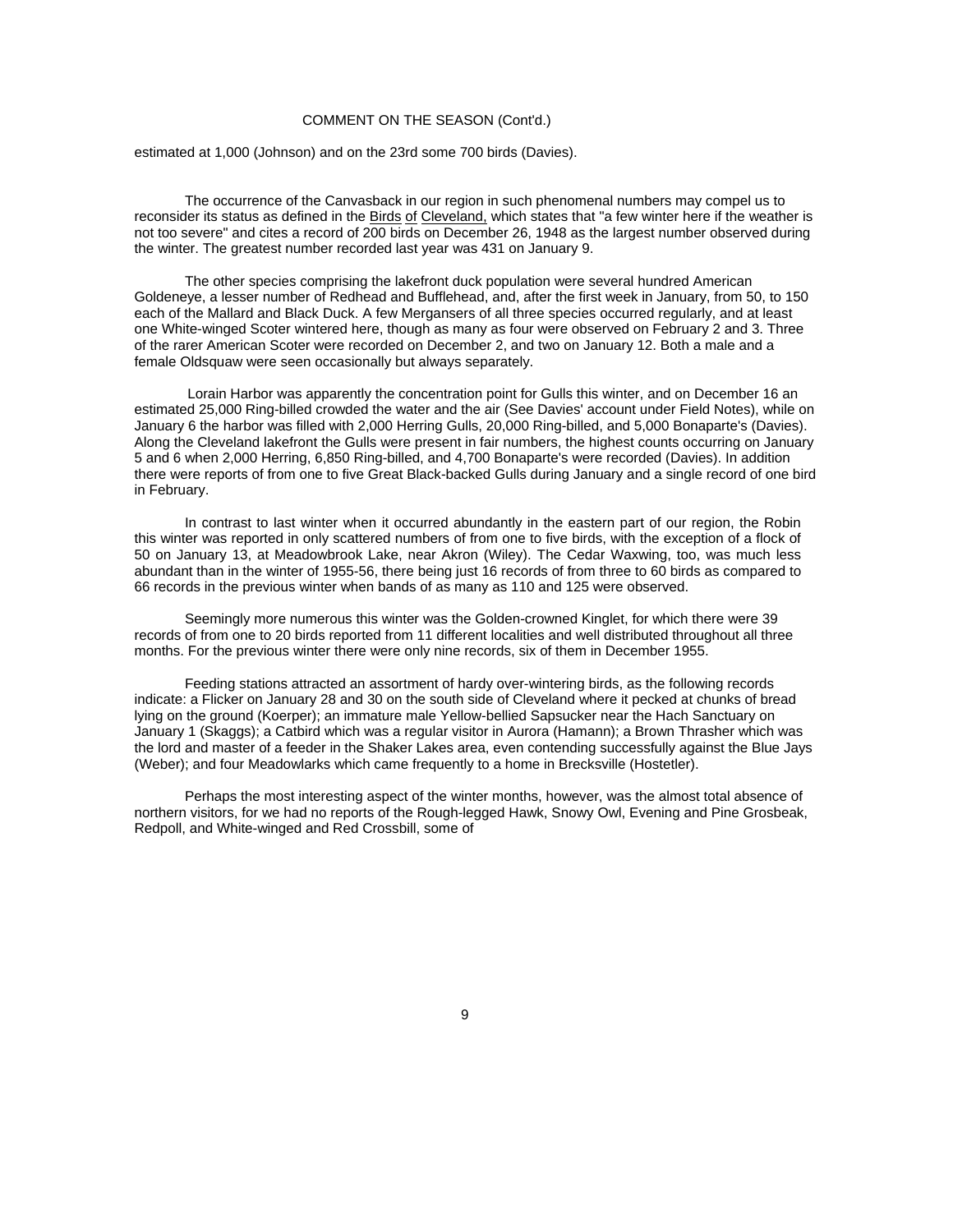## COMMENT ON THE SEASON (Cont'd.)

estimated at 1,000 (Johnson) and on the 23rd some 700 birds (Davies).

The occurrence of the Canvasback in our region in such phenomenal numbers may compel us to reconsider its status as defined in the Birds of Cleveland, which states that "a few winter here if the weather is not too severe" and cites a record of 200 birds on December 26, 1948 as the largest number observed during the winter. The greatest number recorded last year was 431 on January 9.

The other species comprising the lakefront duck population were several hundred American Goldeneye, a lesser number of Redhead and Bufflehead, and, after the first week in January, from 50, to 150 each of the Mallard and Black Duck. A few Mergansers of all three species occurred regularly, and at least one White-winged Scoter wintered here, though as many as four were observed on February 2 and 3. Three of the rarer American Scoter were recorded on December 2, and two on January 12. Both a male and a female Oldsquaw were seen occasionally but always separately.

Lorain Harbor was apparently the concentration point for Gulls this winter, and on December 16 an estimated 25,000 Ring-billed crowded the water and the air (See Davies' account under Field Notes), while on January 6 the harbor was filled with 2,000 Herring Gulls, 20,000 Ring-billed, and 5,000 Bonaparte's (Davies). Along the Cleveland lakefront the Gulls were present in fair numbers, the highest counts occurring on January 5 and 6 when 2,000 Herring, 6,850 Ring-billed, and 4,700 Bonaparte's were recorded (Davies). In addition there were reports of from one to five Great Black-backed Gulls during January and a single record of one bird in February.

In contrast to last winter when it occurred abundantly in the eastern part of our region, the Robin this winter was reported in only scattered numbers of from one to five birds, with the exception of a flock of 50 on January 13, at Meadowbrook Lake, near Akron (Wiley). The Cedar Waxwing, too, was much less abundant than in the winter of 1955-56, there being just 16 records of from three to 60 birds as compared to 66 records in the previous winter when bands of as many as 110 and 125 were observed.

Seemingly more numerous this winter was the Golden-crowned Kinglet, for which there were 39 records of from one to 20 birds reported from 11 different localities and well distributed throughout all three months. For the previous winter there were only nine records, six of them in December 1955.

Feeding stations attracted an assortment of hardy over-wintering birds, as the following records indicate: a Flicker on January 28 and 30 on the south side of Cleveland where it pecked at chunks of bread lying on the ground (Koerper); an immature male Yellow-bellied Sapsucker near the Hach Sanctuary on January 1 (Skaggs); a Catbird which was a regular visitor in Aurora (Hamann); a Brown Thrasher which was the lord and master of a feeder in the Shaker Lakes area, even contending successfully against the Blue Jays (Weber); and four Meadowlarks which came frequently to a home in Brecksville (Hostetler).

Perhaps the most interesting aspect of the winter months, however, was the almost total absence of northern visitors, for we had no reports of the Rough-legged Hawk, Snowy Owl, Evening and Pine Grosbeak, Redpoll, and White-winged and Red Crossbill, some of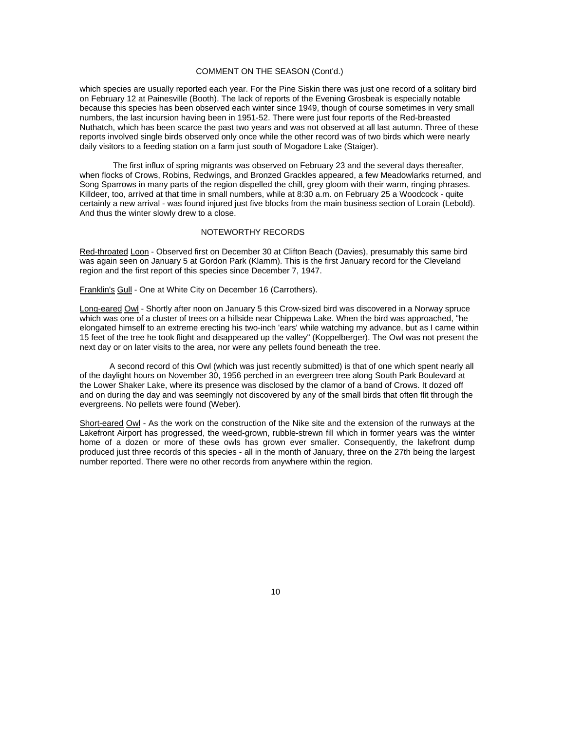## COMMENT ON THE SEASON (Cont'd.)

which species are usually reported each year. For the Pine Siskin there was just one record of a solitary bird on February 12 at Painesville (Booth). The lack of reports of the Evening Grosbeak is especially notable because this species has been observed each winter since 1949, though of course sometimes in very small numbers, the last incursion having been in 1951-52. There were just four reports of the Red-breasted Nuthatch, which has been scarce the past two years and was not observed at all last autumn. Three of these reports involved single birds observed only once while the other record was of two birds which were nearly daily visitors to a feeding station on a farm just south of Mogadore Lake (Staiger).

The first influx of spring migrants was observed on February 23 and the several days thereafter, when flocks of Crows, Robins, Redwings, and Bronzed Grackles appeared, a few Meadowlarks returned, and Song Sparrows in many parts of the region dispelled the chill, grey gloom with their warm, ringing phrases. Killdeer, too, arrived at that time in small numbers, while at 8:30 a.m. on February 25 a Woodcock - quite certainly a new arrival - was found injured just five blocks from the main business section of Lorain (Lebold). And thus the winter slowly drew to a close.

## NOTEWORTHY RECORDS

Red-throated Loon - Observed first on December 30 at Clifton Beach (Davies), presumably this same bird was again seen on January 5 at Gordon Park (Klamm). This is the first January record for the Cleveland region and the first report of this species since December 7, 1947.

Franklin's Gull - One at White City on December 16 (Carrothers).

Long-eared Owl - Shortly after noon on January 5 this Crow-sized bird was discovered in a Norway spruce which was one of a cluster of trees on a hillside near Chippewa Lake. When the bird was approached, "he elongated himself to an extreme erecting his two-inch 'ears' while watching my advance, but as I came within 15 feet of the tree he took flight and disappeared up the valley" (Koppelberger). The Owl was not present the next day or on later visits to the area, nor were any pellets found beneath the tree.

A second record of this Owl (which was just recently submitted) is that of one which spent nearly all of the daylight hours on November 30, 1956 perched in an evergreen tree along South Park Boulevard at the Lower Shaker Lake, where its presence was disclosed by the clamor of a band of Crows. It dozed off and on during the day and was seemingly not discovered by any of the small birds that often flit through the evergreens. No pellets were found (Weber).

Short-eared Owl - As the work on the construction of the Nike site and the extension of the runways at the Lakefront Airport has progressed, the weed-grown, rubble-strewn fill which in former years was the winter home of a dozen or more of these owls has grown ever smaller. Consequently, the lakefront dump produced just three records of this species - all in the month of January, three on the 27th being the largest number reported. There were no other records from anywhere within the region.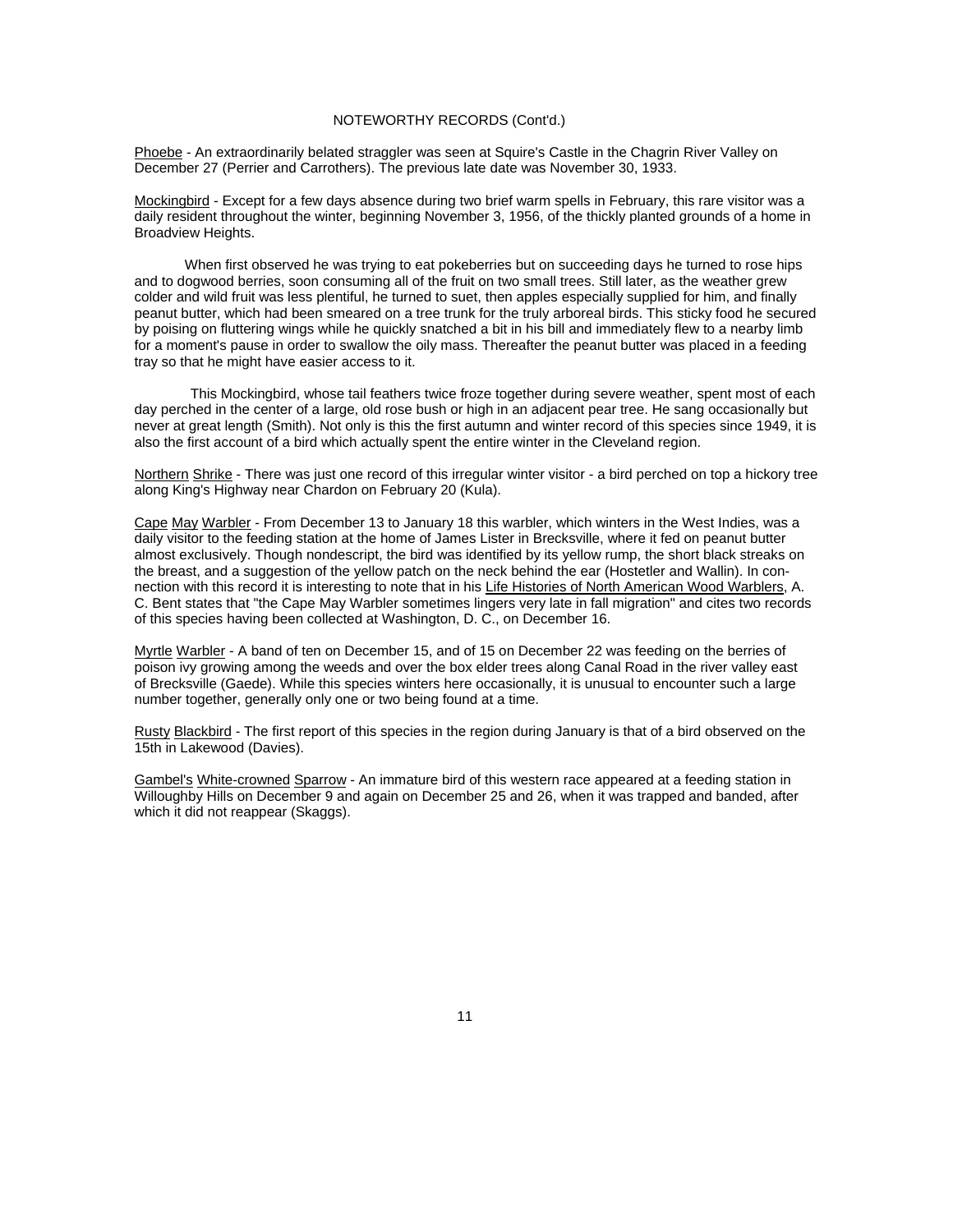NOTEWORTHY RECORDS (Cont'd.)

Phoebe - An extraordinarily belated straggler was seen at Squire's Castle in the Chagrin River Valley on December 27 (Perrier and Carrothers). The previous late date was November 30, 1933.

Mockingbird - Except for a few days absence during two brief warm spells in February, this rare visitor was a daily resident throughout the winter, beginning November 3, 1956, of the thickly planted grounds of a home in Broadview Heights.

When first observed he was trying to eat pokeberries but on succeeding days he turned to rose hips and to dogwood berries, soon consuming all of the fruit on two small trees. Still later, as the weather grew colder and wild fruit was less plentiful, he turned to suet, then apples especially supplied for him, and finally peanut butter, which had been smeared on a tree trunk for the truly arboreal birds. This sticky food he secured by poising on fluttering wings while he quickly snatched a bit in his bill and immediately flew to a nearby limb for a moment's pause in order to swallow the oily mass. Thereafter the peanut butter was placed in a feeding tray so that he might have easier access to it.

This Mockingbird, whose tail feathers twice froze together during severe weather, spent most of each day perched in the center of a large, old rose bush or high in an adjacent pear tree. He sang occasionally but never at great length (Smith). Not only is this the first autumn and winter record of this species since 1949, it is also the first account of a bird which actually spent the entire winter in the Cleveland region.

Northern Shrike - There was just one record of this irregular winter visitor - a bird perched on top a hickory tree along King's Highway near Chardon on February 20 (Kula).

Cape May Warbler - From December 13 to January 18 this warbler, which winters in the West Indies, was a daily visitor to the feeding station at the home of James Lister in Brecksville, where it fed on peanut butter almost exclusively. Though nondescript, the bird was identified by its yellow rump, the short black streaks on the breast, and a suggestion of the yellow patch on the neck behind the ear (Hostetler and Wallin). In connection with this record it is interesting to note that in his Life Histories of North American Wood Warblers, A. C. Bent states that "the Cape May Warbler sometimes lingers very late in fall migration" and cites two records of this species having been collected at Washington, D. C., on December 16.

Myrtle Warbler - A band of ten on December 15, and of 15 on December 22 was feeding on the berries of poison ivy growing among the weeds and over the box elder trees along Canal Road in the river valley east of Brecksville (Gaede). While this species winters here occasionally, it is unusual to encounter such a large number together, generally only one or two being found at a time.

Rusty Blackbird - The first report of this species in the region during January is that of a bird observed on the 15th in Lakewood (Davies).

Gambel's White-crowned Sparrow - An immature bird of this western race appeared at a feeding station in Willoughby Hills on December 9 and again on December 25 and 26, when it was trapped and banded, after which it did not reappear (Skaggs).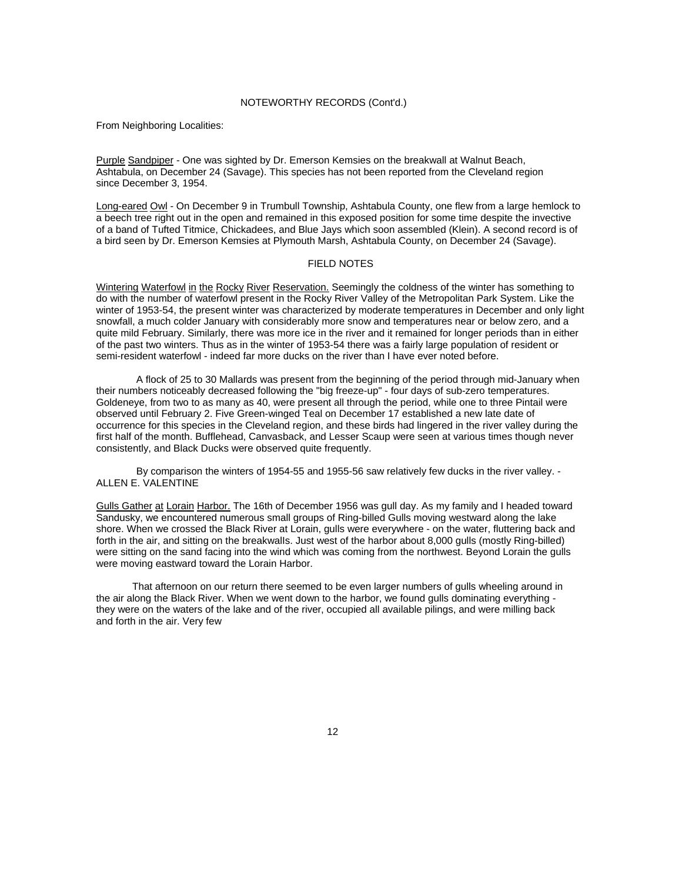## NOTEWORTHY RECORDS (Cont'd.)

From Neighboring Localities:

Purple Sandpiper - One was sighted by Dr. Emerson Kemsies on the breakwall at Walnut Beach, Ashtabula, on December 24 (Savage). This species has not been reported from the Cleveland region since December 3, 1954.

Long-eared Owl - On December 9 in Trumbull Township, Ashtabula County, one flew from a large hemlock to a beech tree right out in the open and remained in this exposed position for some time despite the invective of a band of Tufted Titmice, Chickadees, and Blue Jays which soon assembled (Klein). A second record is of a bird seen by Dr. Emerson Kemsies at Plymouth Marsh, Ashtabula County, on December 24 (Savage).

## FIELD NOTES

Wintering Waterfowl in the Rocky River Reservation. Seemingly the coldness of the winter has something to do with the number of waterfowl present in the Rocky River Valley of the Metropolitan Park System. Like the winter of 1953-54, the present winter was characterized by moderate temperatures in December and only light snowfall, a much colder January with considerably more snow and temperatures near or below zero, and a quite mild February. Similarly, there was more ice in the river and it remained for longer periods than in either of the past two winters. Thus as in the winter of 1953-54 there was a fairly large population of resident or semi-resident waterfowl - indeed far more ducks on the river than I have ever noted before.

A flock of 25 to 30 Mallards was present from the beginning of the period through mid-January when their numbers noticeably decreased following the "big freeze-up" - four days of sub-zero temperatures. Goldeneye, from two to as many as 40, were present all through the period, while one to three Pintail were observed until February 2. Five Green-winged Teal on December 17 established a new late date of occurrence for this species in the Cleveland region, and these birds had lingered in the river valley during the first half of the month. Bufflehead, Canvasback, and Lesser Scaup were seen at various times though never consistently, and Black Ducks were observed quite frequently.

By comparison the winters of 1954-55 and 1955-56 saw relatively few ducks in the river valley. - ALLEN E. VALENTINE

Gulls Gather at Lorain Harbor. The 16th of December 1956 was gull day. As my family and I headed toward Sandusky, we encountered numerous small groups of Ring-billed Gulls moving westward along the lake shore. When we crossed the Black River at Lorain, gulls were everywhere - on the water, fluttering back and forth in the air, and sitting on the breakwalls. Just west of the harbor about 8,000 gulls (mostly Ring-billed) were sitting on the sand facing into the wind which was coming from the northwest. Beyond Lorain the gulls were moving eastward toward the Lorain Harbor.

That afternoon on our return there seemed to be even larger numbers of gulls wheeling around in the air along the Black River. When we went down to the harbor, we found gulls dominating everything - they were on the waters of the lake and of the river, occupied all available pilings, and were milling back and forth in the air. Very few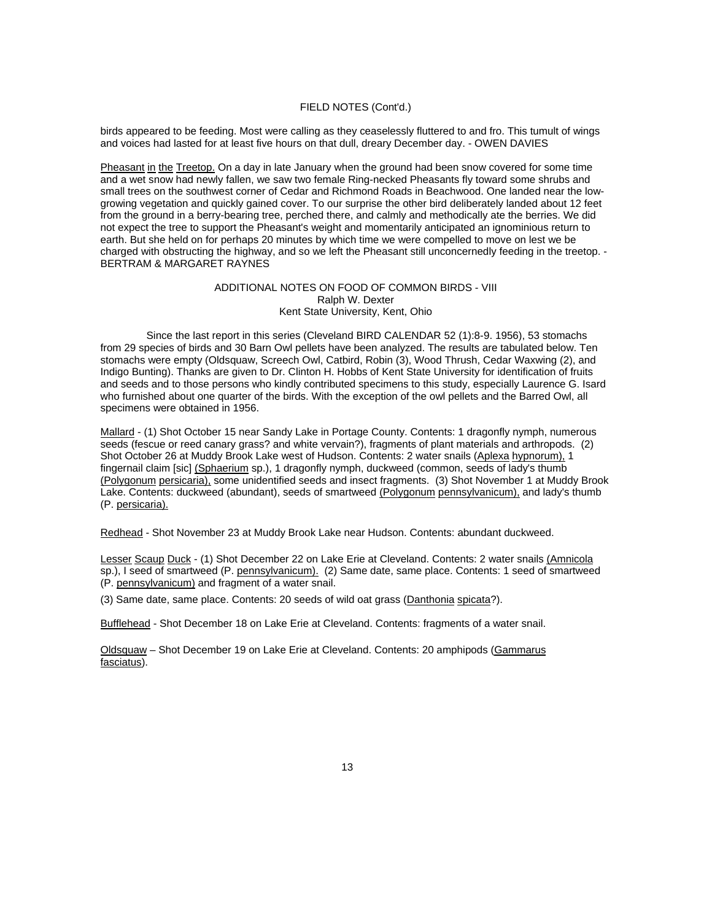## FIELD NOTES (Cont'd.)

birds appeared to be feeding. Most were calling as they ceaselessly fluttered to and fro. This tumult of wings and voices had lasted for at least five hours on that dull, dreary December day. - OWEN DAVIES

Pheasant in the Treetop. On a day in late January when the ground had been snow covered for some time and a wet snow had newly fallen, we saw two female Ring-necked Pheasants fly toward some shrubs and small trees on the southwest corner of Cedar and Richmond Roads in Beachwood. One landed near the low-growing vegetation and quickly gained cover. To our surprise the other bird deliberately landed about 12 feet from the ground in a berry-bearing tree, perched there, and calmly and methodically ate the berries. We did not expect the tree to support the Pheasant's weight and momentarily anticipated an ignominious return to earth. But she held on for perhaps 20 minutes by which time we were compelled to move on lest we be charged with obstructing the highway, and so we left the Pheasant still unconcernedly feeding in the treetop. - BERTRAM & MARGARET RAYNES

## ADDITIONAL NOTES ON FOOD OF COMMON BIRDS - VIII

Ralph W. Dexter
Kent State University, Kent, Ohio

Since the last report in this series (Cleveland BIRD CALENDAR 52 (1):8-9. 1956), 53 stomachs from 29 species of birds and 30 Barn Owl pellets have been analyzed. The results are tabulated below. Ten stomachs were empty (Oldsquaw, Screech Owl, Catbird, Robin (3), Wood Thrush, Cedar Waxwing (2), and Indigo Bunting). Thanks are given to Dr. Clinton H. Hobbs of Kent State University for identification of fruits and seeds and to those persons who kindly contributed specimens to this study, especially Laurence G. Isard who furnished about one quarter of the birds. With the exception of the owl pellets and the Barred Owl, all specimens were obtained in 1956.

Mallard - (1) Shot October 15 near Sandy Lake in Portage County. Contents: 1 dragonfly nymph, numerous seeds (fescue or reed canary grass? and white vervain?), fragments of plant materials and arthropods. (2) Shot October 26 at Muddy Brook Lake west of Hudson. Contents: 2 water snails (Aplexa hypnorum), 1 fingernail claim [sic] (Sphaerium sp.), 1 dragonfly nymph, duckweed (common, seeds of lady's thumb (Polygonum persicaria), some unidentified seeds and insect fragments. (3) Shot November 1 at Muddy Brook Lake. Contents: duckweed (abundant), seeds of smartweed (Polygonum pennsylvanicum), and lady's thumb (P. persicaria).

Redhead - Shot November 23 at Muddy Brook Lake near Hudson. Contents: abundant duckweed.

Lesser Scaup Duck - (1) Shot December 22 on Lake Erie at Cleveland. Contents: 2 water snails (Amnicola sp.), I seed of smartweed (P. pennsylvanicum). (2) Same date, same place. Contents: 1 seed of smartweed (P. pennsylvanicum) and fragment of a water snail.

(3) Same date, same place. Contents: 20 seeds of wild oat grass (Danthonia spicata?).

Bufflehead - Shot December 18 on Lake Erie at Cleveland. Contents: fragments of a water snail.

Oldsquaw – Shot December 19 on Lake Erie at Cleveland. Contents: 20 amphipods (Gammarus fasciatus).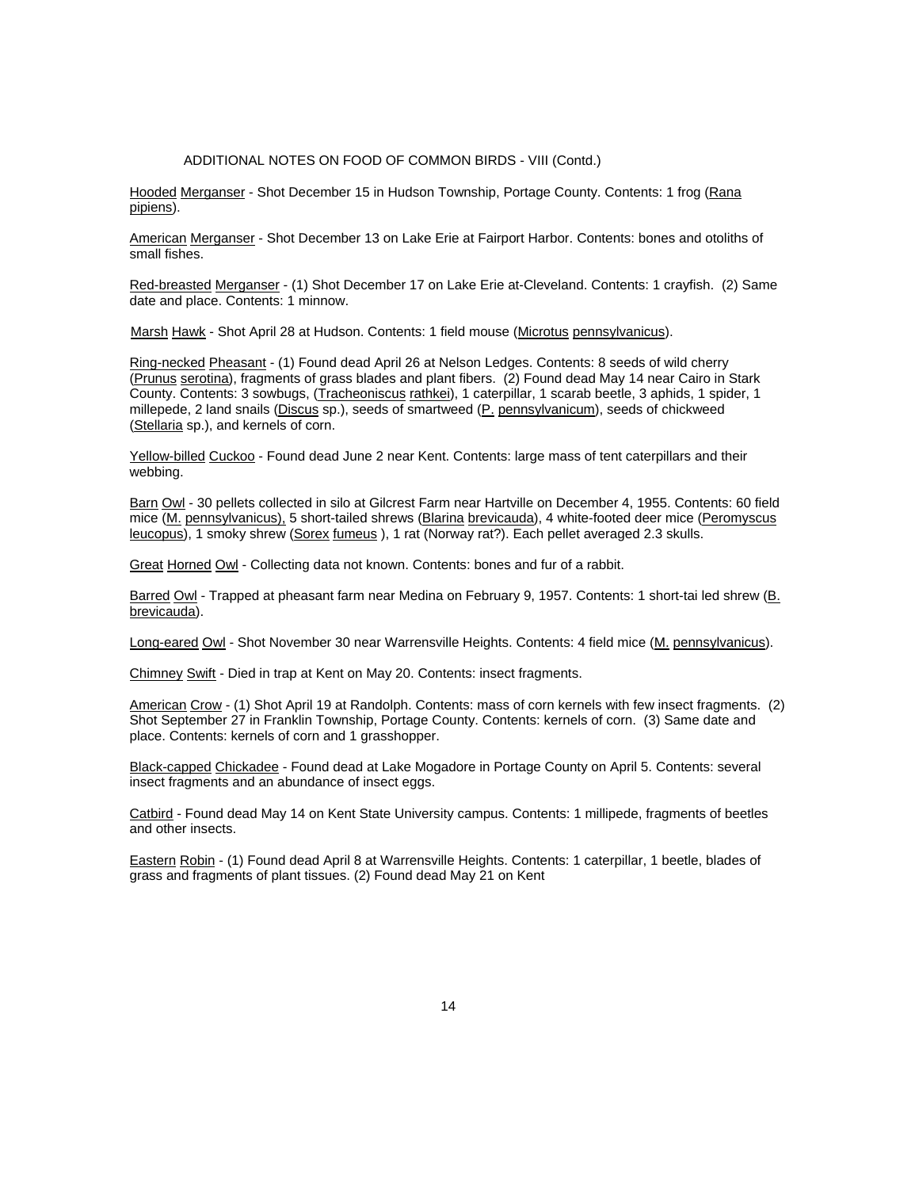ADDITIONAL NOTES ON FOOD OF COMMON BIRDS - VIII (Contd.)

Hooded Merganser - Shot December 15 in Hudson Township, Portage County. Contents: 1 frog (Rana pipiens).

American Merganser - Shot December 13 on Lake Erie at Fairport Harbor. Contents: bones and otoliths of small fishes.

Red-breasted Merganser - (1) Shot December 17 on Lake Erie at-Cleveland. Contents: 1 crayfish. (2) Same date and place. Contents: 1 minnow.

Marsh Hawk - Shot April 28 at Hudson. Contents: 1 field mouse (Microtus pennsylvanicus).

Ring-necked Pheasant - (1) Found dead April 26 at Nelson Ledges. Contents: 8 seeds of wild cherry (Prunus serotina), fragments of grass blades and plant fibers. (2) Found dead May 14 near Cairo in Stark County. Contents: 3 sowbugs, (Tracheoniscus rathkei), 1 caterpillar, 1 scarab beetle, 3 aphids, 1 spider, 1 millepede, 2 land snails (Discus sp.), seeds of smartweed (P. pennsylvanicum), seeds of chickweed (Stellaria sp.), and kernels of corn.

Yellow-billed Cuckoo - Found dead June 2 near Kent. Contents: large mass of tent caterpillars and their webbing.

Barn Owl - 30 pellets collected in silo at Gilcrest Farm near Hartville on December 4, 1955. Contents: 60 field mice (M. pennsylvanicus), 5 short-tailed shrews (Blarina brevicauda), 4 white-footed deer mice (Peromyscus leucopus), 1 smoky shrew (Sorex fumeus ), 1 rat (Norway rat?). Each pellet averaged 2.3 skulls.

Great Horned Owl - Collecting data not known. Contents: bones and fur of a rabbit.

Barred Owl - Trapped at pheasant farm near Medina on February 9, 1957. Contents: 1 short-tai led shrew (B. brevicauda).

Long-eared Owl - Shot November 30 near Warrensville Heights. Contents: 4 field mice (M. pennsylvanicus).

Chimney Swift - Died in trap at Kent on May 20. Contents: insect fragments.

American Crow - (1) Shot April 19 at Randolph. Contents: mass of corn kernels with few insect fragments. (2) Shot September 27 in Franklin Township, Portage County. Contents: kernels of corn. (3) Same date and place. Contents: kernels of corn and 1 grasshopper.

Black-capped Chickadee - Found dead at Lake Mogadore in Portage County on April 5. Contents: several insect fragments and an abundance of insect eggs.

Catbird - Found dead May 14 on Kent State University campus. Contents: 1 millipede, fragments of beetles and other insects.

Eastern Robin - (1) Found dead April 8 at Warrensville Heights. Contents: 1 caterpillar, 1 beetle, blades of grass and fragments of plant tissues. (2) Found dead May 21 on Kent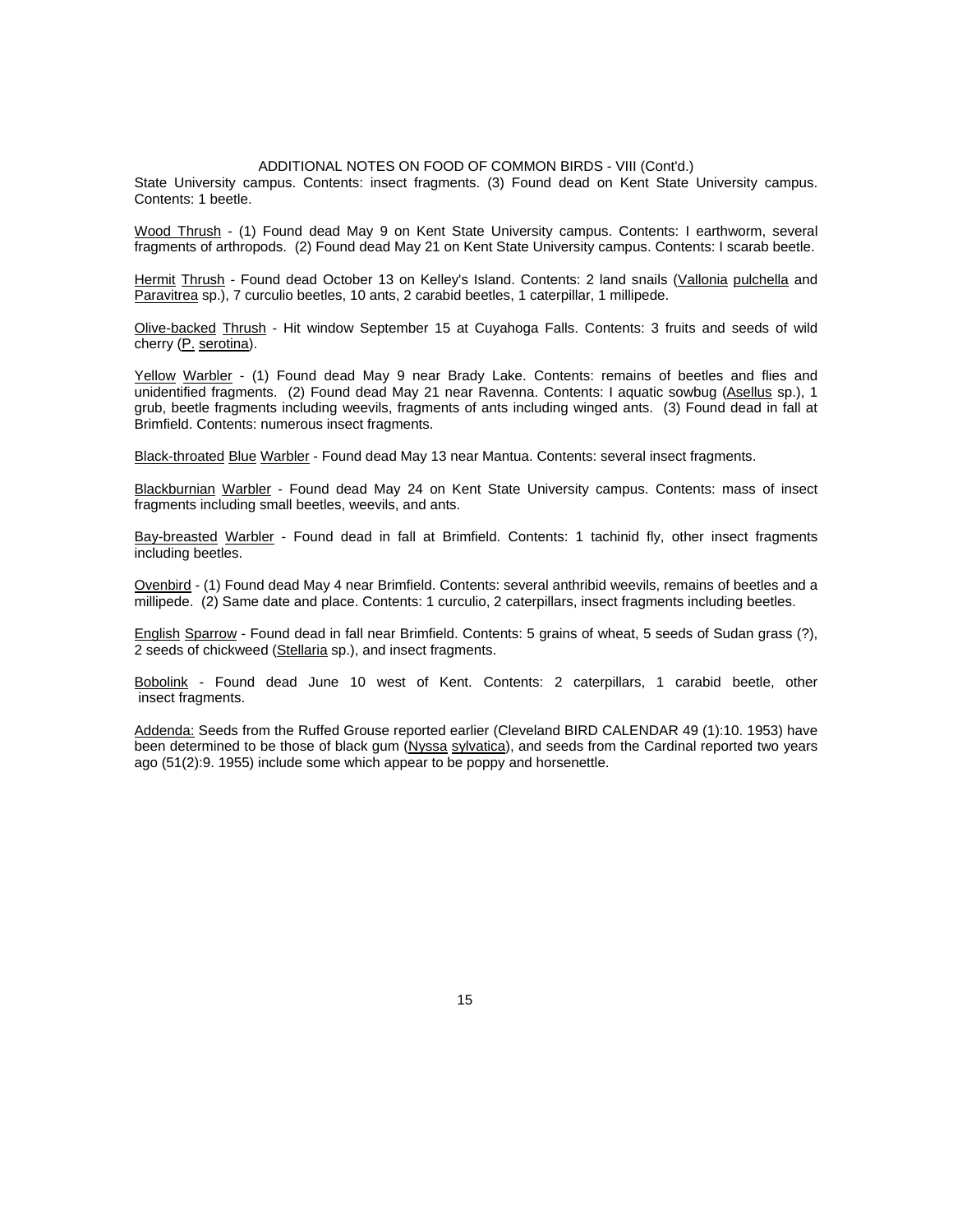ADDITIONAL NOTES ON FOOD OF COMMON BIRDS - VIII (Cont'd.)

State University campus. Contents: insect fragments. (3) Found dead on Kent State University campus. Contents: 1 beetle.

Wood Thrush - (1) Found dead May 9 on Kent State University campus. Contents: I earthworm, several fragments of arthropods. (2) Found dead May 21 on Kent State University campus. Contents: I scarab beetle.

Hermit Thrush - Found dead October 13 on Kelley's Island. Contents: 2 land snails (Vallonia pulchella and Paravitrea sp.), 7 curculio beetles, 10 ants, 2 carabid beetles, 1 caterpillar, 1 millipede.

Olive-backed Thrush - Hit window September 15 at Cuyahoga Falls. Contents: 3 fruits and seeds of wild cherry (P. serotina).

Yellow Warbler - (1) Found dead May 9 near Brady Lake. Contents: remains of beetles and flies and unidentified fragments. (2) Found dead May 21 near Ravenna. Contents: I aquatic sowbug (Asellus sp.), 1 grub, beetle fragments including weevils, fragments of ants including winged ants. (3) Found dead in fall at Brimfield. Contents: numerous insect fragments.

Black-throated Blue Warbler - Found dead May 13 near Mantua. Contents: several insect fragments.

Blackburnian Warbler - Found dead May 24 on Kent State University campus. Contents: mass of insect fragments including small beetles, weevils, and ants.

Bay-breasted Warbler - Found dead in fall at Brimfield. Contents: 1 tachinid fly, other insect fragments including beetles.

Ovenbird - (1) Found dead May 4 near Brimfield. Contents: several anthribid weevils, remains of beetles and a millipede. (2) Same date and place. Contents: 1 curculio, 2 caterpillars, insect fragments including beetles.

English Sparrow - Found dead in fall near Brimfield. Contents: 5 grains of wheat, 5 seeds of Sudan grass (?), 2 seeds of chickweed (Stellaria sp.), and insect fragments.

Bobolink - Found dead June 10 west of Kent. Contents: 2 caterpillars, 1 carabid beetle, other insect fragments.

Addenda: Seeds from the Ruffed Grouse reported earlier (Cleveland BIRD CALENDAR 49 (1):10. 1953) have been determined to be those of black gum (Nyssa sylvatica), and seeds from the Cardinal reported two years ago (51(2):9. 1955) include some which appear to be poppy and horsenettle.